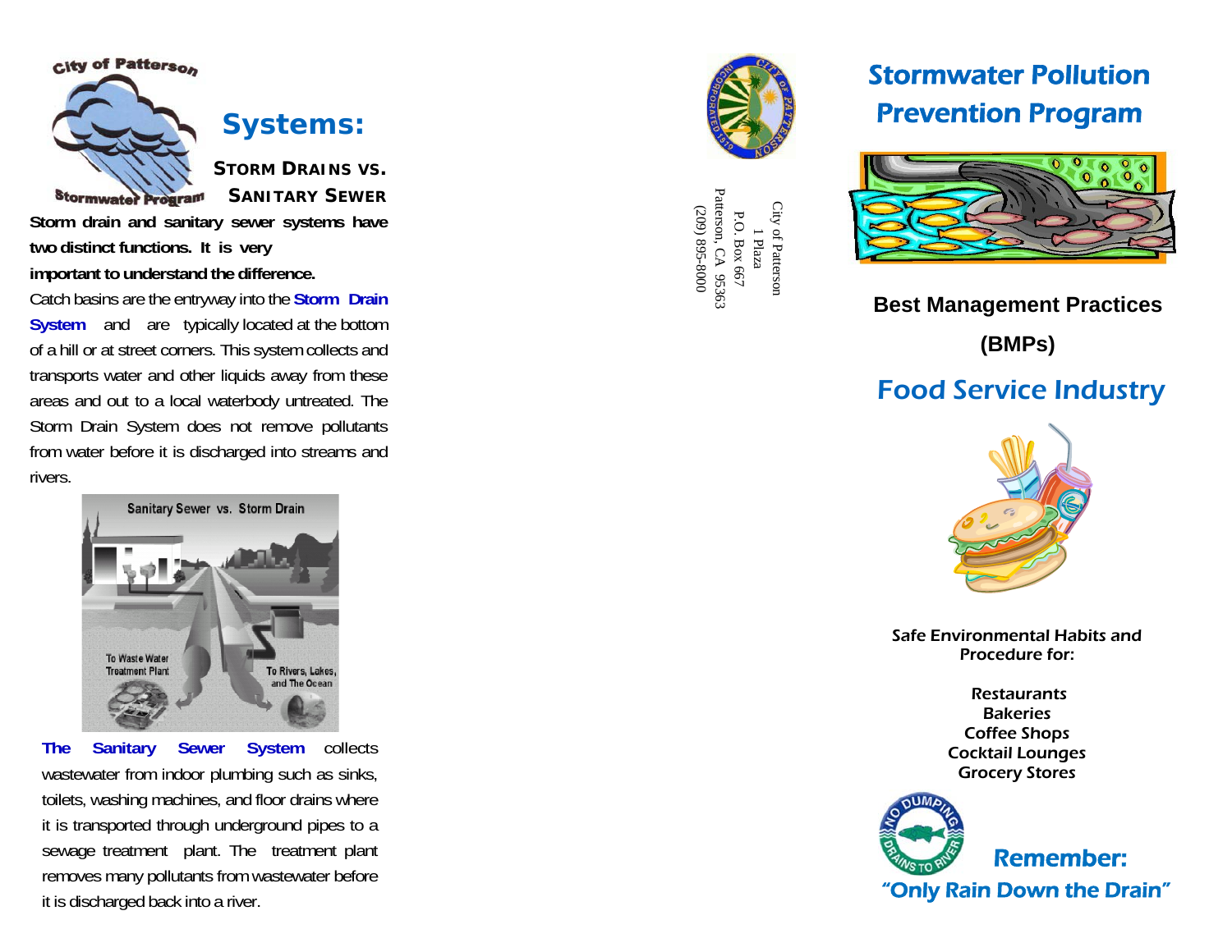City of Patterson

Stormwater Program

## Systems:

**STORM DRAINS VS. SANITARY SEWER**

**Storm drain and sanitary sewer systems have two distinct functions. It is very important to understand the difference.**

Catch basins are the entryway into the **Storm Drain System** and are typically located at the bottom of a hill or at street corners. This system collects and transports water and other liquids away from these areas and out to a local waterbody untreated. The Storm Drain System does not remove pollutants from water before it is discharged into streams and rivers.

Sanitary Sewer vs. Storm Drain

To Waste Water Treatment Plant

To Rivers, Lakes, and The Ocean

**The Sanitary Sewer System** collects wastewater from indoor plumbing such as sinks, toilets, washing machines, and floor drains where it is transported through underground pipes to a sewage treatment plant. The treatment plant removes many pollutants from wastewater before it is discharged back into a river.

City of Patterson
1 Plaza
P.O. Box 667
Patterson, CA 95363
(209) 895-8000

# Stormwater Pollution Prevention Program

**Best Management Practices**

**(BMPs)**

## Food Service Industry

Safe Environmental Habits and Procedure for:

Restaurants
Bakeries
Coffee Shops
Cocktail Lounges
Grocery Stores

NO DUMPING DRAINS TO RIVER

**Remember:**

**"Only Rain Down the Drain"**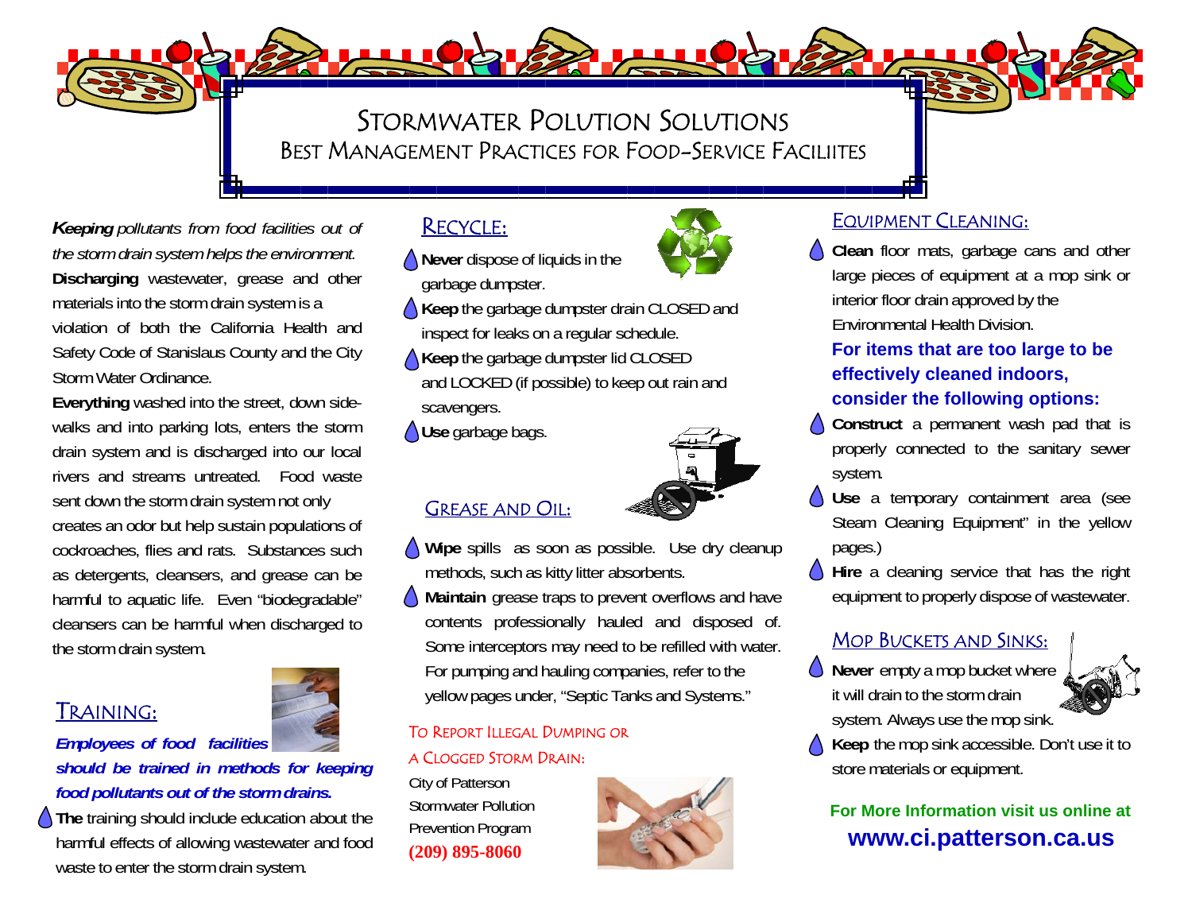# Stormwater Polution Solutions

## Best Management Practices for Food-Service Faciliites

***Keeping*** *pollutants from food facilities out of the storm drain system helps the environment.* **Discharging** wastewater, grease and other materials into the storm drain system is a violation of both the California Health and Safety Code of Stanislaus County and the City Storm Water Ordinance.

**Everything** washed into the street, down sidewalks and into parking lots, enters the storm drain system and is discharged into our local rivers and streams untreated. Food waste sent down the storm drain system not only creates an odor but help sustain populations of cockroaches, flies and rats. Substances such as detergents, cleansers, and grease can be harmful to aquatic life. Even "biodegradable" cleansers can be harmful when discharged to the storm drain system.

### Training:

***Employees of food facilities should be trained in methods for keeping food pollutants out of the storm drains.***

- **The** training should include education about the harmful effects of allowing wastewater and food waste to enter the storm drain system.

### Recycle:

- **Never** dispose of liquids in the garbage dumpster.
- **Keep** the garbage dumpster drain CLOSED and inspect for leaks on a regular schedule.
- **Keep** the garbage dumpster lid CLOSED and LOCKED (if possible) to keep out rain and scavengers.
- **Use** garbage bags.

### Grease and Oil:

- **Wipe** spills as soon as possible. Use dry cleanup methods, such as kitty litter absorbents.
- **Maintain** grease traps to prevent overflows and have contents professionally hauled and disposed of. Some interceptors may need to be refilled with water. For pumping and hauling companies, refer to the yellow pages under, "Septic Tanks and Systems."

### To Report Illegal Dumping or a Clogged Storm Drain:

City of Patterson
Stormwater Pollution
Prevention Program
**(209) 895-8060**

### Equipment Cleaning:

- **Clean** floor mats, garbage cans and other large pieces of equipment at a mop sink or interior floor drain approved by the Environmental Health Division.

**For items that are too large to be effectively cleaned indoors, consider the following options:**

- **Construct** a permanent wash pad that is properly connected to the sanitary sewer system.
- **Use** a temporary containment area (see Steam Cleaning Equipment" in the yellow pages.)
- **Hire** a cleaning service that has the right equipment to properly dispose of wastewater.

### Mop Buckets and Sinks:

- **Never** empty a mop bucket where it will drain to the storm drain system. Always use the mop sink.
- **Keep** the mop sink accessible. Don't use it to store materials or equipment.

**For More Information visit us online at**
**www.ci.patterson.ca.us**